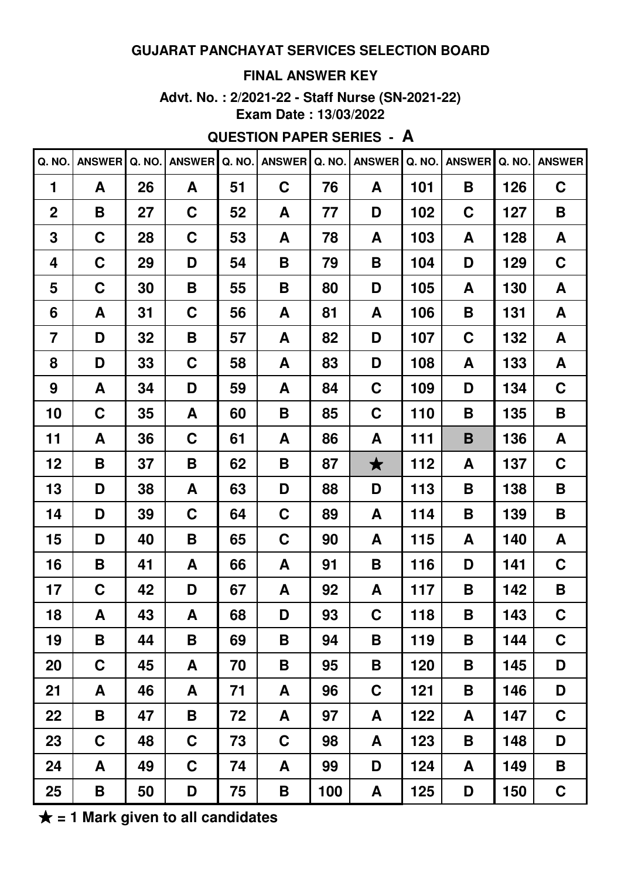# GUJARAT PANCHAYAT SERVICES SELECTION BOARD

## FINAL ANSWER KEY

**Advt. No. : 2/2021-22 - Staff Nurse (SN-2021-22)**

**Exam Date : 13/03/2022**

### QUESTION PAPER SERIES - A

| Q. NO. | ANSWER | Q. NO. | ANSWER | Q. NO. | ANSWER | Q. NO. | ANSWER | Q. NO. | ANSWER | Q. NO. | ANSWER |
|---|---|---|---|---|---|---|---|---|---|---|---|
| 1 | A | 26 | A | 51 | C | 76 | A | 101 | B | 126 | C |
| 2 | B | 27 | C | 52 | A | 77 | D | 102 | C | 127 | B |
| 3 | C | 28 | C | 53 | A | 78 | A | 103 | A | 128 | A |
| 4 | C | 29 | D | 54 | B | 79 | B | 104 | D | 129 | C |
| 5 | C | 30 | B | 55 | B | 80 | D | 105 | A | 130 | A |
| 6 | A | 31 | C | 56 | A | 81 | A | 106 | B | 131 | A |
| 7 | D | 32 | B | 57 | A | 82 | D | 107 | C | 132 | A |
| 8 | D | 33 | C | 58 | A | 83 | D | 108 | A | 133 | A |
| 9 | A | 34 | D | 59 | A | 84 | C | 109 | D | 134 | C |
| 10 | C | 35 | A | 60 | B | 85 | C | 110 | B | 135 | B |
| 11 | A | 36 | C | 61 | A | 86 | A | 111 | B | 136 | A |
| 12 | B | 37 | B | 62 | B | 87 | ★ | 112 | A | 137 | C |
| 13 | D | 38 | A | 63 | D | 88 | D | 113 | B | 138 | B |
| 14 | D | 39 | C | 64 | C | 89 | A | 114 | B | 139 | B |
| 15 | D | 40 | B | 65 | C | 90 | A | 115 | A | 140 | A |
| 16 | B | 41 | A | 66 | A | 91 | B | 116 | D | 141 | C |
| 17 | C | 42 | D | 67 | A | 92 | A | 117 | B | 142 | B |
| 18 | A | 43 | A | 68 | D | 93 | C | 118 | B | 143 | C |
| 19 | B | 44 | B | 69 | B | 94 | B | 119 | B | 144 | C |
| 20 | C | 45 | A | 70 | B | 95 | B | 120 | B | 145 | D |
| 21 | A | 46 | A | 71 | A | 96 | C | 121 | B | 146 | D |
| 22 | B | 47 | B | 72 | A | 97 | A | 122 | A | 147 | C |
| 23 | C | 48 | C | 73 | C | 98 | A | 123 | B | 148 | D |
| 24 | A | 49 | C | 74 | A | 99 | D | 124 | A | 149 | B |
| 25 | B | 50 | D | 75 | B | 100 | A | 125 | D | 150 | C |

★ = 1 Mark given to all candidates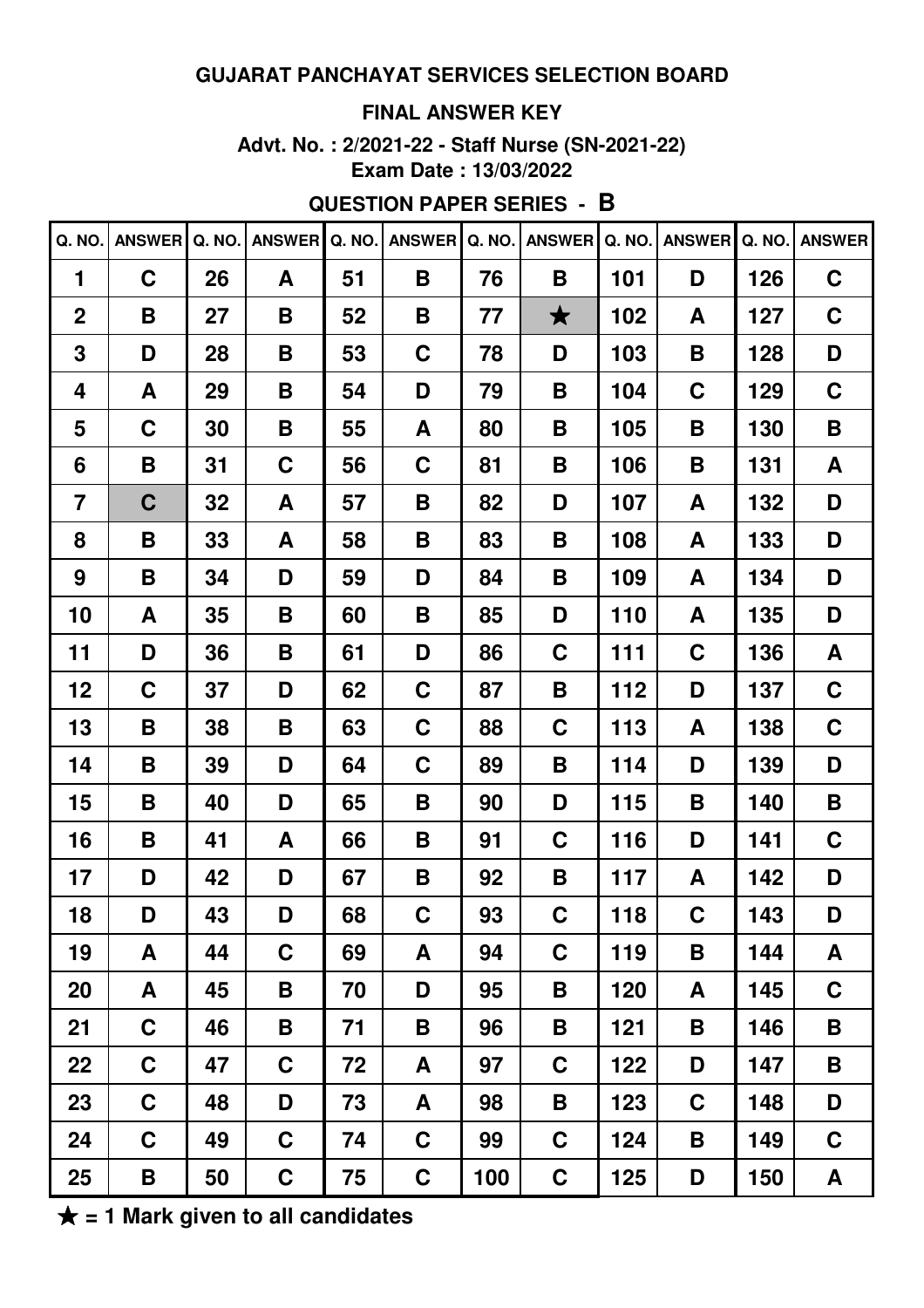**GUJARAT PANCHAYAT SERVICES SELECTION BOARD**

**FINAL ANSWER KEY**

**Advt. No. : 2/2021-22 - Staff Nurse (SN-2021-22)**
**Exam Date : 13/03/2022**

**QUESTION PAPER SERIES - B**

| Q. NO. | ANSWER | Q. NO. | ANSWER | Q. NO. | ANSWER | Q. NO. | ANSWER | Q. NO. | ANSWER | Q. NO. | ANSWER |
|---|---|---|---|---|---|---|---|---|---|---|---|
| 1 | C | 26 | A | 51 | B | 76 | B | 101 | D | 126 | C |
| 2 | B | 27 | B | 52 | B | 77 | ★ | 102 | A | 127 | C |
| 3 | D | 28 | B | 53 | C | 78 | D | 103 | B | 128 | D |
| 4 | A | 29 | B | 54 | D | 79 | B | 104 | C | 129 | C |
| 5 | C | 30 | B | 55 | A | 80 | B | 105 | B | 130 | B |
| 6 | B | 31 | C | 56 | C | 81 | B | 106 | B | 131 | A |
| 7 | C | 32 | A | 57 | B | 82 | D | 107 | A | 132 | D |
| 8 | B | 33 | A | 58 | B | 83 | B | 108 | A | 133 | D |
| 9 | B | 34 | D | 59 | D | 84 | B | 109 | A | 134 | D |
| 10 | A | 35 | B | 60 | B | 85 | D | 110 | A | 135 | D |
| 11 | D | 36 | B | 61 | D | 86 | C | 111 | C | 136 | A |
| 12 | C | 37 | D | 62 | C | 87 | B | 112 | D | 137 | C |
| 13 | B | 38 | B | 63 | C | 88 | C | 113 | A | 138 | C |
| 14 | B | 39 | D | 64 | C | 89 | B | 114 | D | 139 | D |
| 15 | B | 40 | D | 65 | B | 90 | D | 115 | B | 140 | B |
| 16 | B | 41 | A | 66 | B | 91 | C | 116 | D | 141 | C |
| 17 | D | 42 | D | 67 | B | 92 | B | 117 | A | 142 | D |
| 18 | D | 43 | D | 68 | C | 93 | C | 118 | C | 143 | D |
| 19 | A | 44 | C | 69 | A | 94 | C | 119 | B | 144 | A |
| 20 | A | 45 | B | 70 | D | 95 | B | 120 | A | 145 | C |
| 21 | C | 46 | B | 71 | B | 96 | B | 121 | B | 146 | B |
| 22 | C | 47 | C | 72 | A | 97 | C | 122 | D | 147 | B |
| 23 | C | 48 | D | 73 | A | 98 | B | 123 | C | 148 | D |
| 24 | C | 49 | C | 74 | C | 99 | C | 124 | B | 149 | C |
| 25 | B | 50 | C | 75 | C | 100 | C | 125 | D | 150 | A |

★ = 1 Mark given to all candidates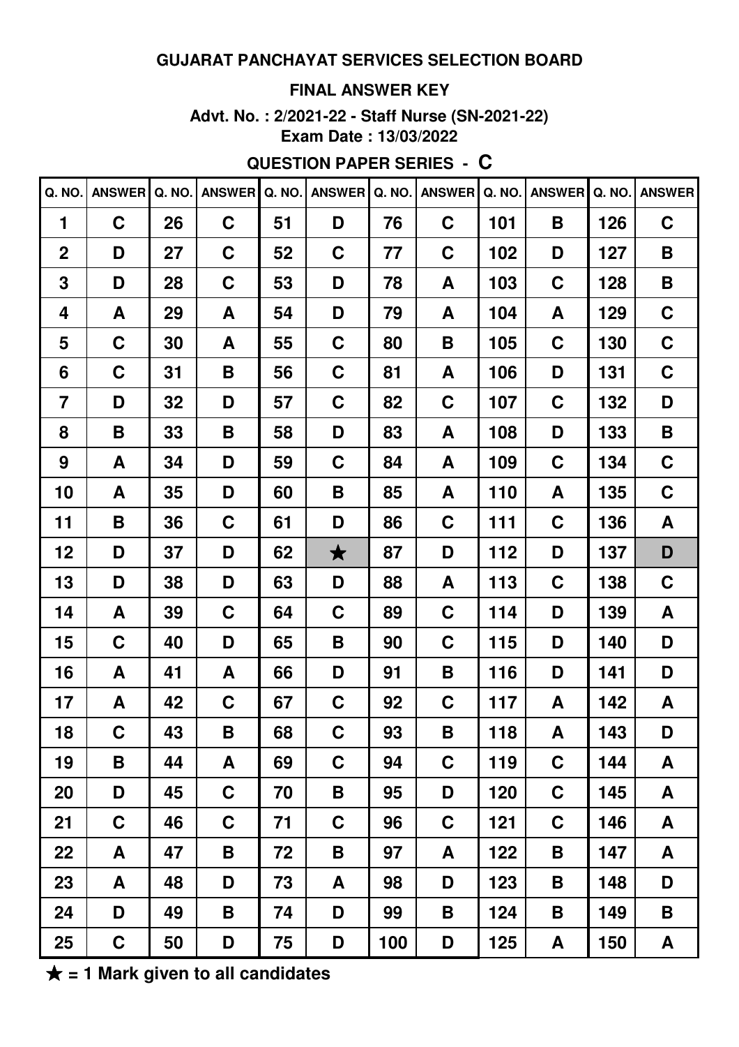**GUJARAT PANCHAYAT SERVICES SELECTION BOARD**

**FINAL ANSWER KEY**

**Advt. No. : 2/2021-22 - Staff Nurse (SN-2021-22)**
**Exam Date : 13/03/2022**

**QUESTION PAPER SERIES - C**

| Q. NO. | ANSWER | Q. NO. | ANSWER | Q. NO. | ANSWER | Q. NO. | ANSWER | Q. NO. | ANSWER | Q. NO. | ANSWER |
|---|---|---|---|---|---|---|---|---|---|---|---|
| 1 | C | 26 | C | 51 | D | 76 | C | 101 | B | 126 | C |
| 2 | D | 27 | C | 52 | C | 77 | C | 102 | D | 127 | B |
| 3 | D | 28 | C | 53 | D | 78 | A | 103 | C | 128 | B |
| 4 | A | 29 | A | 54 | D | 79 | A | 104 | A | 129 | C |
| 5 | C | 30 | A | 55 | C | 80 | B | 105 | C | 130 | C |
| 6 | C | 31 | B | 56 | C | 81 | A | 106 | D | 131 | C |
| 7 | D | 32 | D | 57 | C | 82 | C | 107 | C | 132 | D |
| 8 | B | 33 | B | 58 | D | 83 | A | 108 | D | 133 | B |
| 9 | A | 34 | D | 59 | C | 84 | A | 109 | C | 134 | C |
| 10 | A | 35 | D | 60 | B | 85 | A | 110 | A | 135 | C |
| 11 | B | 36 | C | 61 | D | 86 | C | 111 | C | 136 | A |
| 12 | D | 37 | D | 62 | ★ | 87 | D | 112 | D | 137 | D |
| 13 | D | 38 | D | 63 | D | 88 | A | 113 | C | 138 | C |
| 14 | A | 39 | C | 64 | C | 89 | C | 114 | D | 139 | A |
| 15 | C | 40 | D | 65 | B | 90 | C | 115 | D | 140 | D |
| 16 | A | 41 | A | 66 | D | 91 | B | 116 | D | 141 | D |
| 17 | A | 42 | C | 67 | C | 92 | C | 117 | A | 142 | A |
| 18 | C | 43 | B | 68 | C | 93 | B | 118 | A | 143 | D |
| 19 | B | 44 | A | 69 | C | 94 | C | 119 | C | 144 | A |
| 20 | D | 45 | C | 70 | B | 95 | D | 120 | C | 145 | A |
| 21 | C | 46 | C | 71 | C | 96 | C | 121 | C | 146 | A |
| 22 | A | 47 | B | 72 | B | 97 | A | 122 | B | 147 | A |
| 23 | A | 48 | D | 73 | A | 98 | D | 123 | B | 148 | D |
| 24 | D | 49 | B | 74 | D | 99 | B | 124 | B | 149 | B |
| 25 | C | 50 | D | 75 | D | 100 | D | 125 | A | 150 | A |

★ = 1 Mark given to all candidates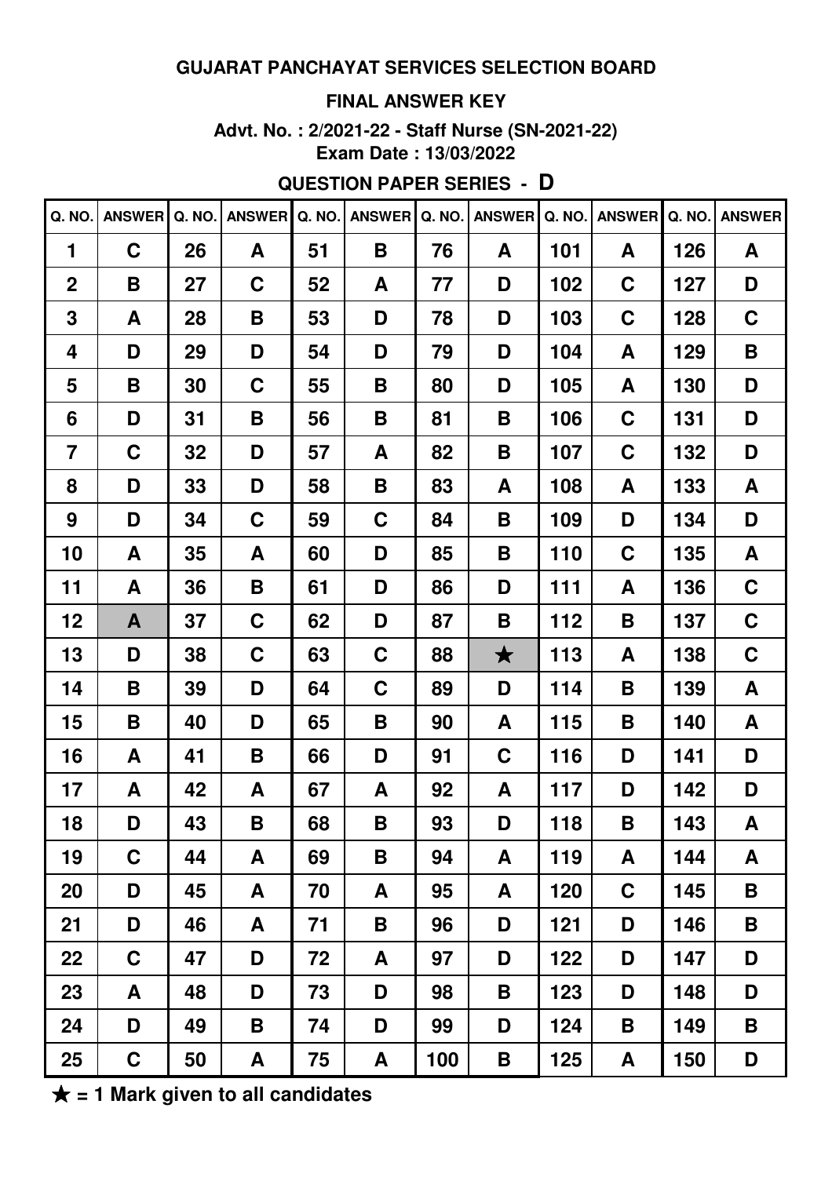**GUJARAT PANCHAYAT SERVICES SELECTION BOARD**

**FINAL ANSWER KEY**

**Advt. No. : 2/2021-22 - Staff Nurse (SN-2021-22)**

**Exam Date : 13/03/2022**

**QUESTION PAPER SERIES - D**

| Q. NO. | ANSWER | Q. NO. | ANSWER | Q. NO. | ANSWER | Q. NO. | ANSWER | Q. NO. | ANSWER | Q. NO. | ANSWER |
|---|---|---|---|---|---|---|---|---|---|---|---|
| 1 | C | 26 | A | 51 | B | 76 | A | 101 | A | 126 | A |
| 2 | B | 27 | C | 52 | A | 77 | D | 102 | C | 127 | D |
| 3 | A | 28 | B | 53 | D | 78 | D | 103 | C | 128 | C |
| 4 | D | 29 | D | 54 | D | 79 | D | 104 | A | 129 | B |
| 5 | B | 30 | C | 55 | B | 80 | D | 105 | A | 130 | D |
| 6 | D | 31 | B | 56 | B | 81 | B | 106 | C | 131 | D |
| 7 | C | 32 | D | 57 | A | 82 | B | 107 | C | 132 | D |
| 8 | D | 33 | D | 58 | B | 83 | A | 108 | A | 133 | A |
| 9 | D | 34 | C | 59 | C | 84 | B | 109 | D | 134 | D |
| 10 | A | 35 | A | 60 | D | 85 | B | 110 | C | 135 | A |
| 11 | A | 36 | B | 61 | D | 86 | D | 111 | A | 136 | C |
| 12 | A | 37 | C | 62 | D | 87 | B | 112 | B | 137 | C |
| 13 | D | 38 | C | 63 | C | 88 | ★ | 113 | A | 138 | C |
| 14 | B | 39 | D | 64 | C | 89 | D | 114 | B | 139 | A |
| 15 | B | 40 | D | 65 | B | 90 | A | 115 | B | 140 | A |
| 16 | A | 41 | B | 66 | D | 91 | C | 116 | D | 141 | D |
| 17 | A | 42 | A | 67 | A | 92 | A | 117 | D | 142 | D |
| 18 | D | 43 | B | 68 | B | 93 | D | 118 | B | 143 | A |
| 19 | C | 44 | A | 69 | B | 94 | A | 119 | A | 144 | A |
| 20 | D | 45 | A | 70 | A | 95 | A | 120 | C | 145 | B |
| 21 | D | 46 | A | 71 | B | 96 | D | 121 | D | 146 | B |
| 22 | C | 47 | D | 72 | A | 97 | D | 122 | D | 147 | D |
| 23 | A | 48 | D | 73 | D | 98 | B | 123 | D | 148 | D |
| 24 | D | 49 | B | 74 | D | 99 | D | 124 | B | 149 | B |
| 25 | C | 50 | A | 75 | A | 100 | B | 125 | A | 150 | D |

**★ = 1 Mark given to all candidates**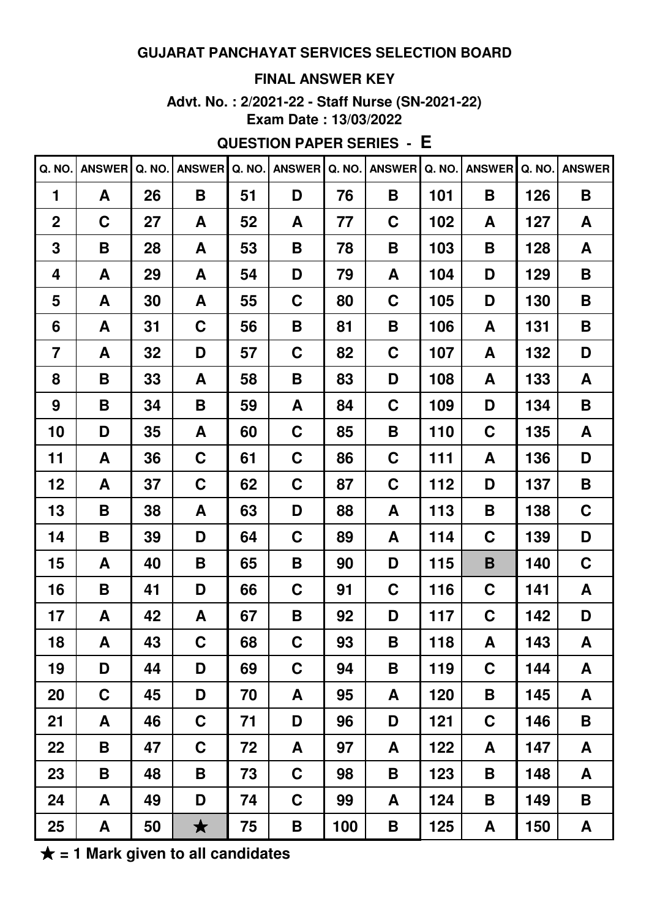**GUJARAT PANCHAYAT SERVICES SELECTION BOARD**

**FINAL ANSWER KEY**

**Advt. No. : 2/2021-22 - Staff Nurse (SN-2021-22)**

**Exam Date : 13/03/2022**

**QUESTION PAPER SERIES - E**

| Q. NO. | ANSWER | Q. NO. | ANSWER | Q. NO. | ANSWER | Q. NO. | ANSWER | Q. NO. | ANSWER | Q. NO. | ANSWER |
|---|---|---|---|---|---|---|---|---|---|---|---|
| 1 | A | 26 | B | 51 | D | 76 | B | 101 | B | 126 | B |
| 2 | C | 27 | A | 52 | A | 77 | C | 102 | A | 127 | A |
| 3 | B | 28 | A | 53 | B | 78 | B | 103 | B | 128 | A |
| 4 | A | 29 | A | 54 | D | 79 | A | 104 | D | 129 | B |
| 5 | A | 30 | A | 55 | C | 80 | C | 105 | D | 130 | B |
| 6 | A | 31 | C | 56 | B | 81 | B | 106 | A | 131 | B |
| 7 | A | 32 | D | 57 | C | 82 | C | 107 | A | 132 | D |
| 8 | B | 33 | A | 58 | B | 83 | D | 108 | A | 133 | A |
| 9 | B | 34 | B | 59 | A | 84 | C | 109 | D | 134 | B |
| 10 | D | 35 | A | 60 | C | 85 | B | 110 | C | 135 | A |
| 11 | A | 36 | C | 61 | C | 86 | C | 111 | A | 136 | D |
| 12 | A | 37 | C | 62 | C | 87 | C | 112 | D | 137 | B |
| 13 | B | 38 | A | 63 | D | 88 | A | 113 | B | 138 | C |
| 14 | B | 39 | D | 64 | C | 89 | A | 114 | C | 139 | D |
| 15 | A | 40 | B | 65 | B | 90 | D | 115 | B | 140 | C |
| 16 | B | 41 | D | 66 | C | 91 | C | 116 | C | 141 | A |
| 17 | A | 42 | A | 67 | B | 92 | D | 117 | C | 142 | D |
| 18 | A | 43 | C | 68 | C | 93 | B | 118 | A | 143 | A |
| 19 | D | 44 | D | 69 | C | 94 | B | 119 | C | 144 | A |
| 20 | C | 45 | D | 70 | A | 95 | A | 120 | B | 145 | A |
| 21 | A | 46 | C | 71 | D | 96 | D | 121 | C | 146 | B |
| 22 | B | 47 | C | 72 | A | 97 | A | 122 | A | 147 | A |
| 23 | B | 48 | B | 73 | C | 98 | B | 123 | B | 148 | A |
| 24 | A | 49 | D | 74 | C | 99 | A | 124 | B | 149 | B |
| 25 | A | 50 | ★ | 75 | B | 100 | B | 125 | A | 150 | A |

★ = 1 Mark given to all candidates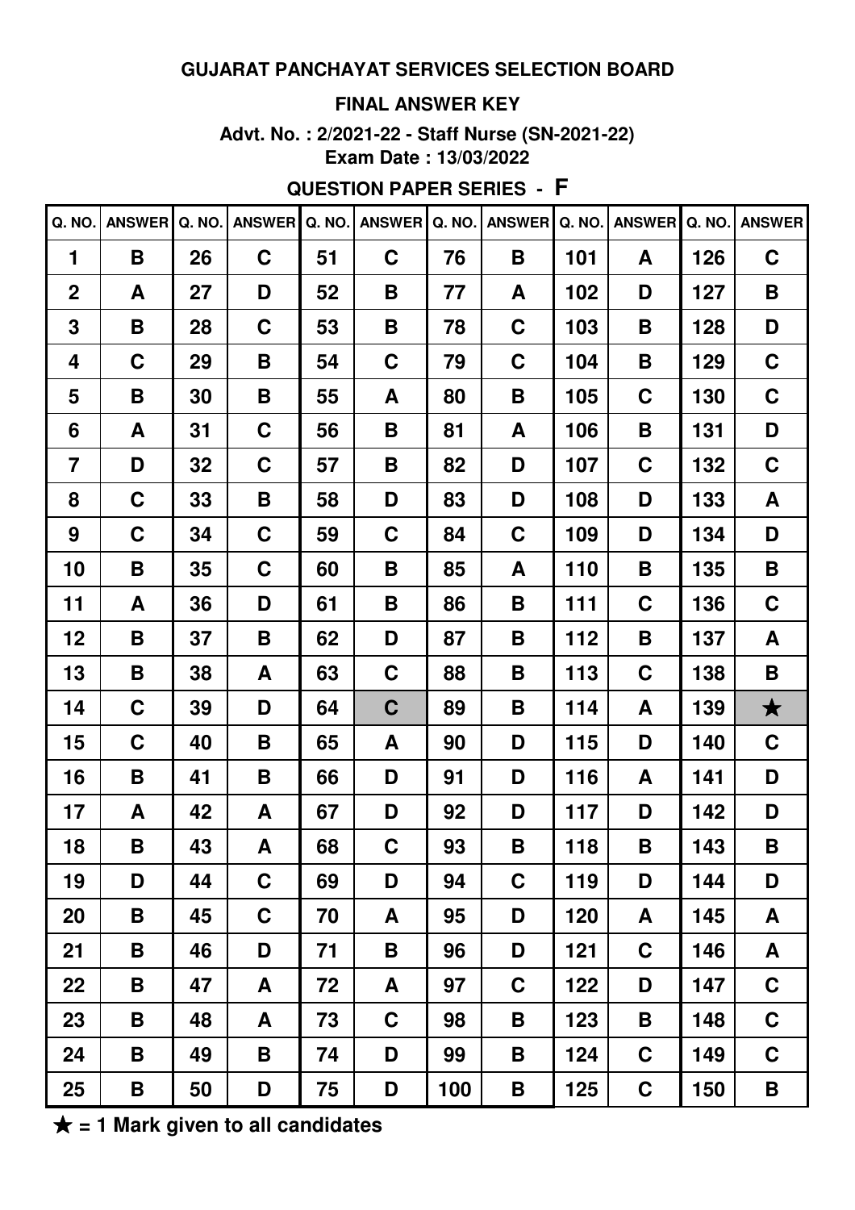**GUJARAT PANCHAYAT SERVICES SELECTION BOARD**

**FINAL ANSWER KEY**

**Advt. No. : 2/2021-22 - Staff Nurse (SN-2021-22)**

**Exam Date : 13/03/2022**

**QUESTION PAPER SERIES - F**

| Q. NO. | ANSWER | Q. NO. | ANSWER | Q. NO. | ANSWER | Q. NO. | ANSWER | Q. NO. | ANSWER | Q. NO. | ANSWER |
|---|---|---|---|---|---|---|---|---|---|---|---|
| 1 | B | 26 | C | 51 | C | 76 | B | 101 | A | 126 | C |
| 2 | A | 27 | D | 52 | B | 77 | A | 102 | D | 127 | B |
| 3 | B | 28 | C | 53 | B | 78 | C | 103 | B | 128 | D |
| 4 | C | 29 | B | 54 | C | 79 | C | 104 | B | 129 | C |
| 5 | B | 30 | B | 55 | A | 80 | B | 105 | C | 130 | C |
| 6 | A | 31 | C | 56 | B | 81 | A | 106 | B | 131 | D |
| 7 | D | 32 | C | 57 | B | 82 | D | 107 | C | 132 | C |
| 8 | C | 33 | B | 58 | D | 83 | D | 108 | D | 133 | A |
| 9 | C | 34 | C | 59 | C | 84 | C | 109 | D | 134 | D |
| 10 | B | 35 | C | 60 | B | 85 | A | 110 | B | 135 | B |
| 11 | A | 36 | D | 61 | B | 86 | B | 111 | C | 136 | C |
| 12 | B | 37 | B | 62 | D | 87 | B | 112 | B | 137 | A |
| 13 | B | 38 | A | 63 | C | 88 | B | 113 | C | 138 | B |
| 14 | C | 39 | D | 64 | C | 89 | B | 114 | A | 139 | ★ |
| 15 | C | 40 | B | 65 | A | 90 | D | 115 | D | 140 | C |
| 16 | B | 41 | B | 66 | D | 91 | D | 116 | A | 141 | D |
| 17 | A | 42 | A | 67 | D | 92 | D | 117 | D | 142 | D |
| 18 | B | 43 | A | 68 | C | 93 | B | 118 | B | 143 | B |
| 19 | D | 44 | C | 69 | D | 94 | C | 119 | D | 144 | D |
| 20 | B | 45 | C | 70 | A | 95 | D | 120 | A | 145 | A |
| 21 | B | 46 | D | 71 | B | 96 | D | 121 | C | 146 | A |
| 22 | B | 47 | A | 72 | A | 97 | C | 122 | D | 147 | C |
| 23 | B | 48 | A | 73 | C | 98 | B | 123 | B | 148 | C |
| 24 | B | 49 | B | 74 | D | 99 | B | 124 | C | 149 | C |
| 25 | B | 50 | D | 75 | D | 100 | B | 125 | C | 150 | B |

★ = 1 Mark given to all candidates